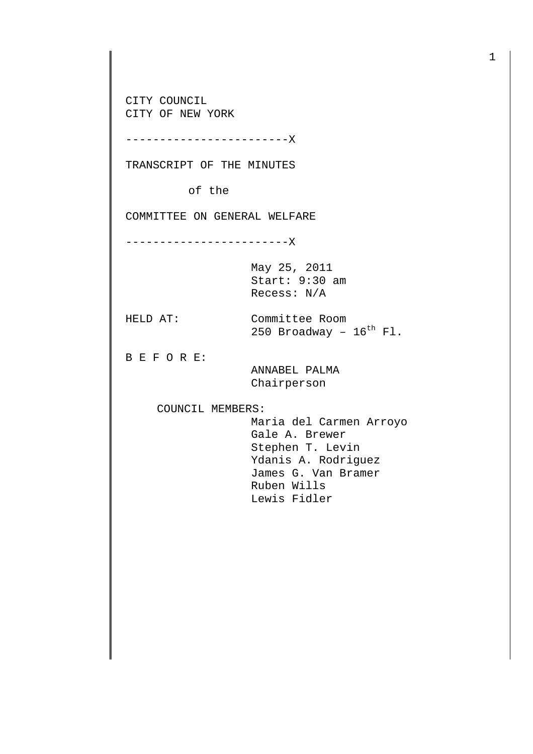CITY COUNCIL
CITY OF NEW YORK

------------------------X

TRANSCRIPT OF THE MINUTES

of the

COMMITTEE ON GENERAL WELFARE

------------------------X

May 25, 2011
Start: 9:30 am
Recess: N/A

HELD AT: Committee Room
250 Broadway – 16th Fl.

B E F O R E:

ANNABEL PALMA
Chairperson

COUNCIL MEMBERS:

Maria del Carmen Arroyo
Gale A. Brewer
Stephen T. Levin
Ydanis A. Rodriguez
James G. Van Bramer
Ruben Wills
Lewis Fidler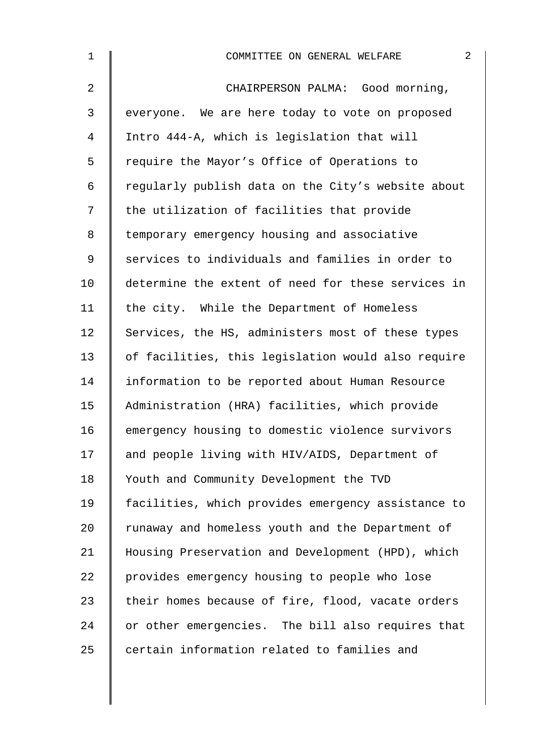CHAIRPERSON PALMA: Good morning, everyone. We are here today to vote on proposed Intro 444-A, which is legislation that will require the Mayor's Office of Operations to regularly publish data on the City's website about the utilization of facilities that provide temporary emergency housing and associative services to individuals and families in order to determine the extent of need for these services in the city. While the Department of Homeless Services, the HS, administers most of these types of facilities, this legislation would also require information to be reported about Human Resource Administration (HRA) facilities, which provide emergency housing to domestic violence survivors and people living with HIV/AIDS, Department of Youth and Community Development the TVD facilities, which provides emergency assistance to runaway and homeless youth and the Department of Housing Preservation and Development (HPD), which provides emergency housing to people who lose their homes because of fire, flood, vacate orders or other emergencies. The bill also requires that certain information related to families and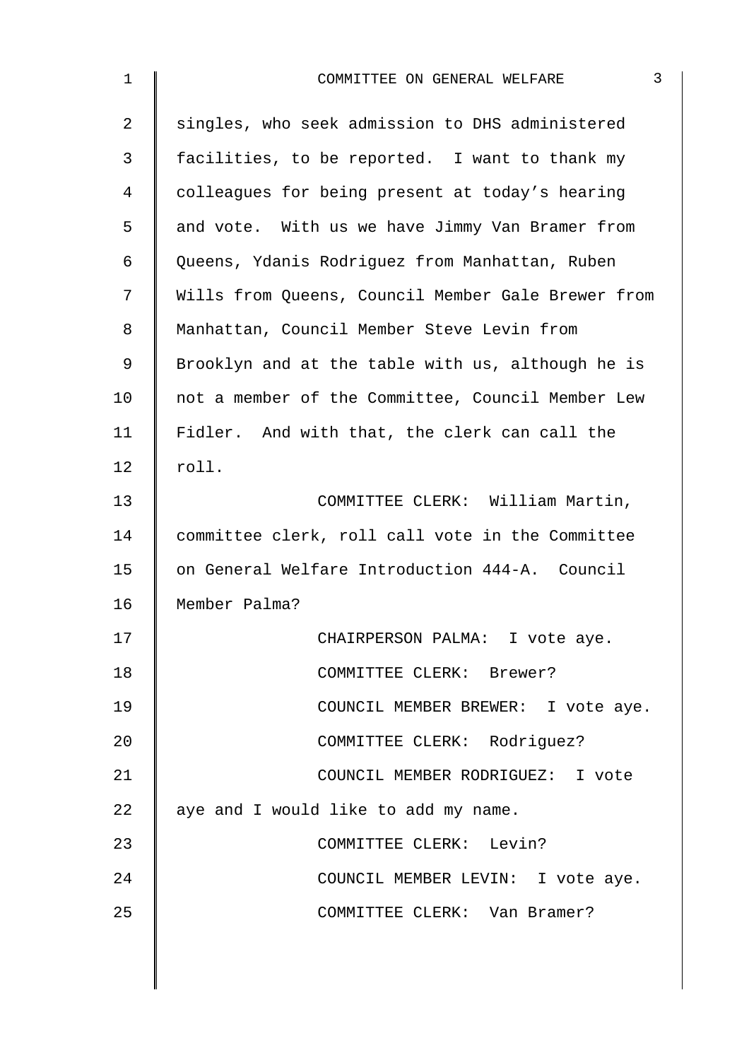singles, who seek admission to DHS administered facilities, to be reported. I want to thank my colleagues for being present at today's hearing and vote. With us we have Jimmy Van Bramer from Queens, Ydanis Rodriguez from Manhattan, Ruben Wills from Queens, Council Member Gale Brewer from Manhattan, Council Member Steve Levin from Brooklyn and at the table with us, although he is not a member of the Committee, Council Member Lew Fidler. And with that, the clerk can call the roll.

COMMITTEE CLERK: William Martin, committee clerk, roll call vote in the Committee on General Welfare Introduction 444-A. Council Member Palma?

CHAIRPERSON PALMA: I vote aye.

COMMITTEE CLERK: Brewer?

COUNCIL MEMBER BREWER: I vote aye.

COMMITTEE CLERK: Rodriguez?

COUNCIL MEMBER RODRIGUEZ: I vote aye and I would like to add my name.

COMMITTEE CLERK: Levin?

COUNCIL MEMBER LEVIN: I vote aye.

COMMITTEE CLERK: Van Bramer?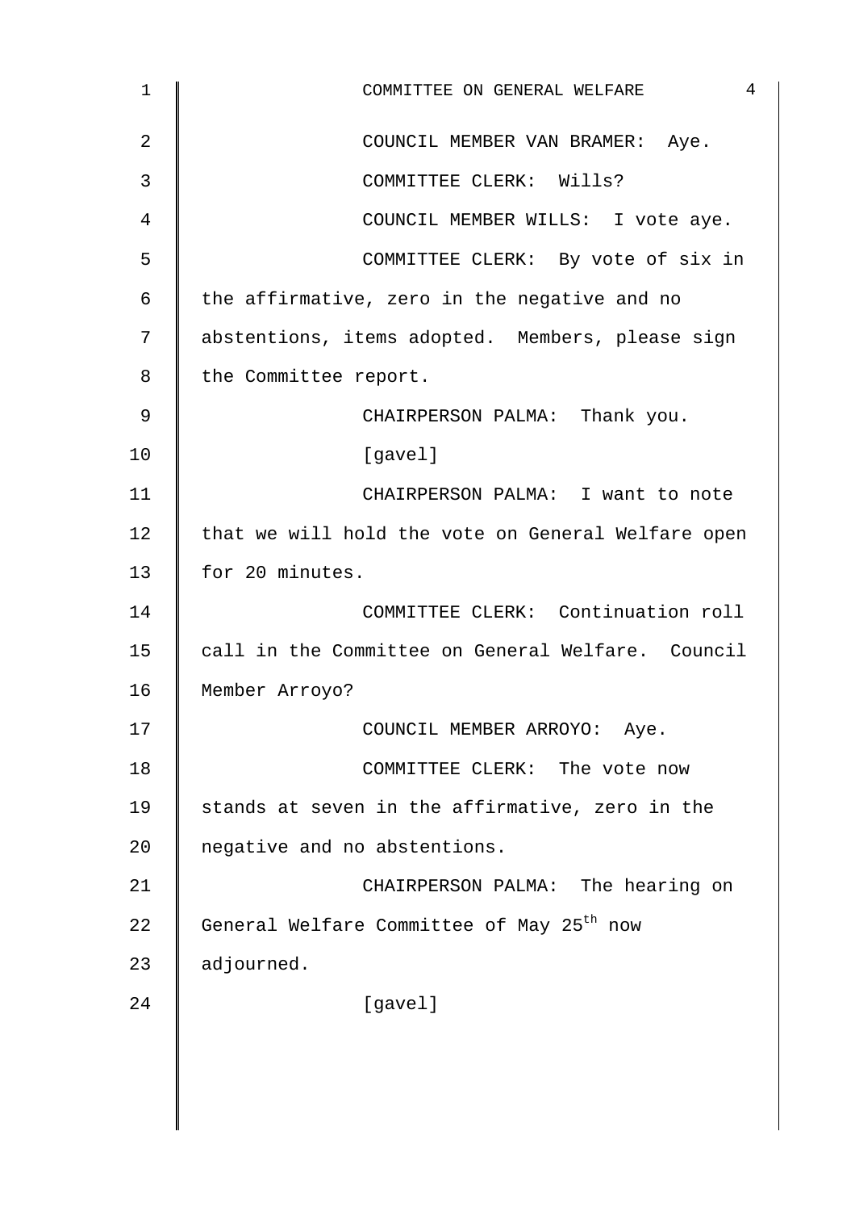COUNCIL MEMBER VAN BRAMER: Aye.

COMMITTEE CLERK: Wills?

COUNCIL MEMBER WILLS: I vote aye.

COMMITTEE CLERK: By vote of six in the affirmative, zero in the negative and no abstentions, items adopted. Members, please sign the Committee report.

CHAIRPERSON PALMA: Thank you.

[gavel]

CHAIRPERSON PALMA: I want to note that we will hold the vote on General Welfare open for 20 minutes.

COMMITTEE CLERK: Continuation roll call in the Committee on General Welfare. Council Member Arroyo?

COUNCIL MEMBER ARROYO: Aye.

COMMITTEE CLERK: The vote now stands at seven in the affirmative, zero in the negative and no abstentions.

CHAIRPERSON PALMA: The hearing on General Welfare Committee of May 25th now adjourned.

[gavel]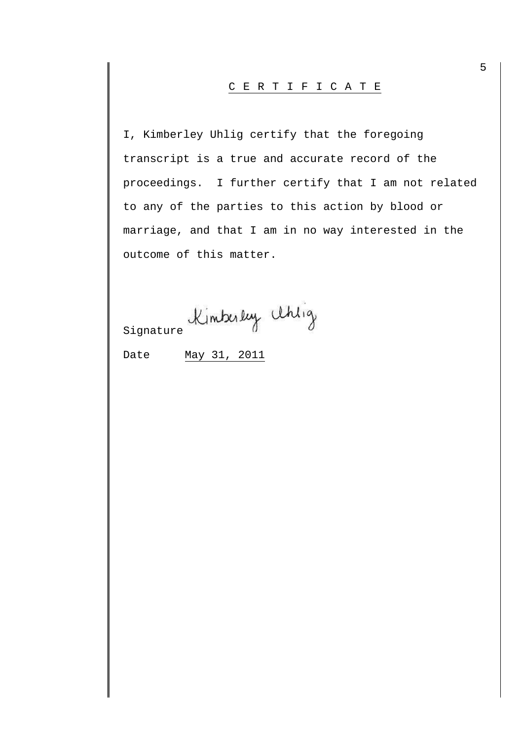# C E R T I F I C A T E

I, Kimberley Uhlig certify that the foregoing transcript is a true and accurate record of the proceedings. I further certify that I am not related to any of the parties to this action by blood or marriage, and that I am in no way interested in the outcome of this matter.

Signature Kimberley Uhlig

Date May 31, 2011